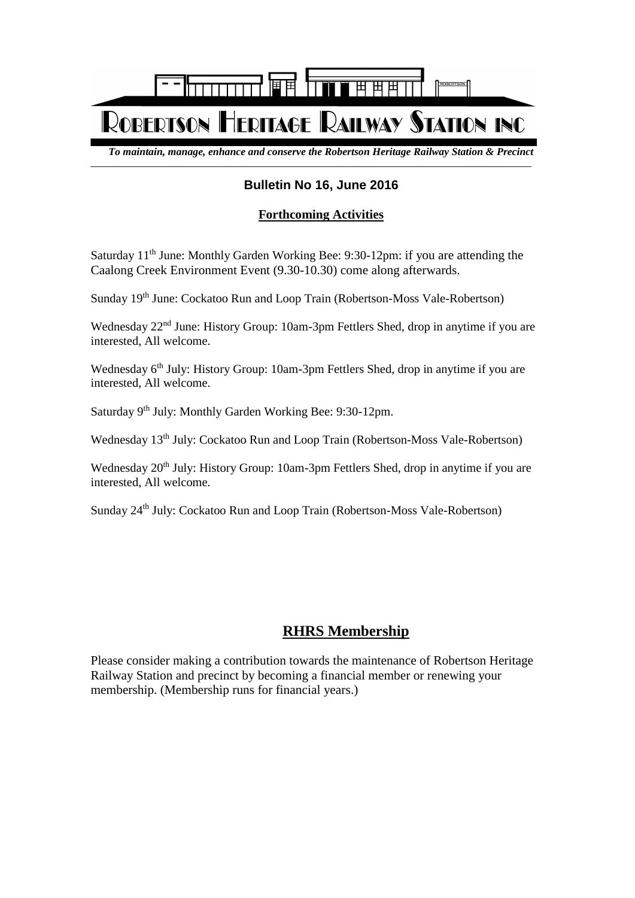# Robertson Heritage Railway Station Inc

*To maintain, manage, enhance and conserve the Robertson Heritage Railway Station & Precinct*

**Bulletin No 16, June 2016**

## Forthcoming Activities

Saturday 11th June: Monthly Garden Working Bee: 9:30-12pm: if you are attending the Caalong Creek Environment Event (9.30-10.30) come along afterwards.

Sunday 19th June: Cockatoo Run and Loop Train (Robertson-Moss Vale-Robertson)

Wednesday 22nd June: History Group: 10am-3pm Fettlers Shed, drop in anytime if you are interested, All welcome.

Wednesday 6th July: History Group: 10am-3pm Fettlers Shed, drop in anytime if you are interested, All welcome.

Saturday 9th July: Monthly Garden Working Bee: 9:30-12pm.

Wednesday 13th July: Cockatoo Run and Loop Train (Robertson-Moss Vale-Robertson)

Wednesday 20th July: History Group: 10am-3pm Fettlers Shed, drop in anytime if you are interested, All welcome.

Sunday 24th July: Cockatoo Run and Loop Train (Robertson-Moss Vale-Robertson)

## RHRS Membership

Please consider making a contribution towards the maintenance of Robertson Heritage Railway Station and precinct by becoming a financial member or renewing your membership. (Membership runs for financial years.)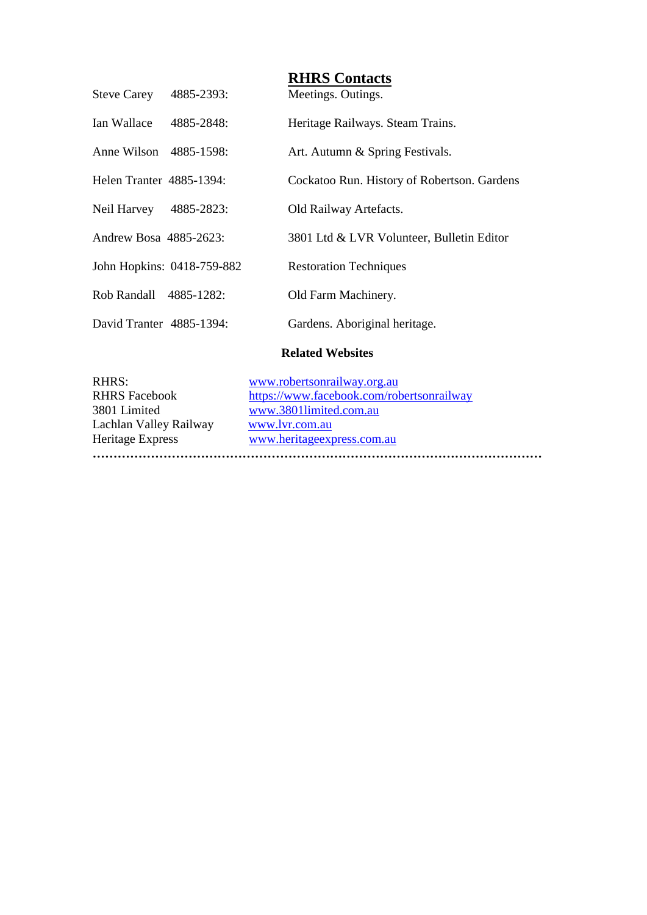## RHRS Contacts

| | | |
|---|---|---|
| Steve Carey | 4885-2393: | Meetings. Outings. |
| Ian Wallace | 4885-2848: | Heritage Railways. Steam Trains. |
| Anne Wilson | 4885-1598: | Art. Autumn & Spring Festivals. |
| Helen Tranter | 4885-1394: | Cockatoo Run. History of Robertson. Gardens |
| Neil Harvey | 4885-2823: | Old Railway Artefacts. |
| Andrew Bosa | 4885-2623: | 3801 Ltd & LVR Volunteer, Bulletin Editor |
| John Hopkins: | 0418-759-882 | Restoration Techniques |
| Rob Randall | 4885-1282: | Old Farm Machinery. |
| David Tranter | 4885-1394: | Gardens. Aboriginal heritage. |

**Related Websites**

| | |
|---|---|
| RHRS: | www.robertsonrailway.org.au |
| RHRS Facebook | https://www.facebook.com/robertsonrailway |
| 3801 Limited | www.3801limited.com.au |
| Lachlan Valley Railway | www.lvr.com.au |
| Heritage Express | www.heritageexpress.com.au |

…………………………………………………………………………………………………